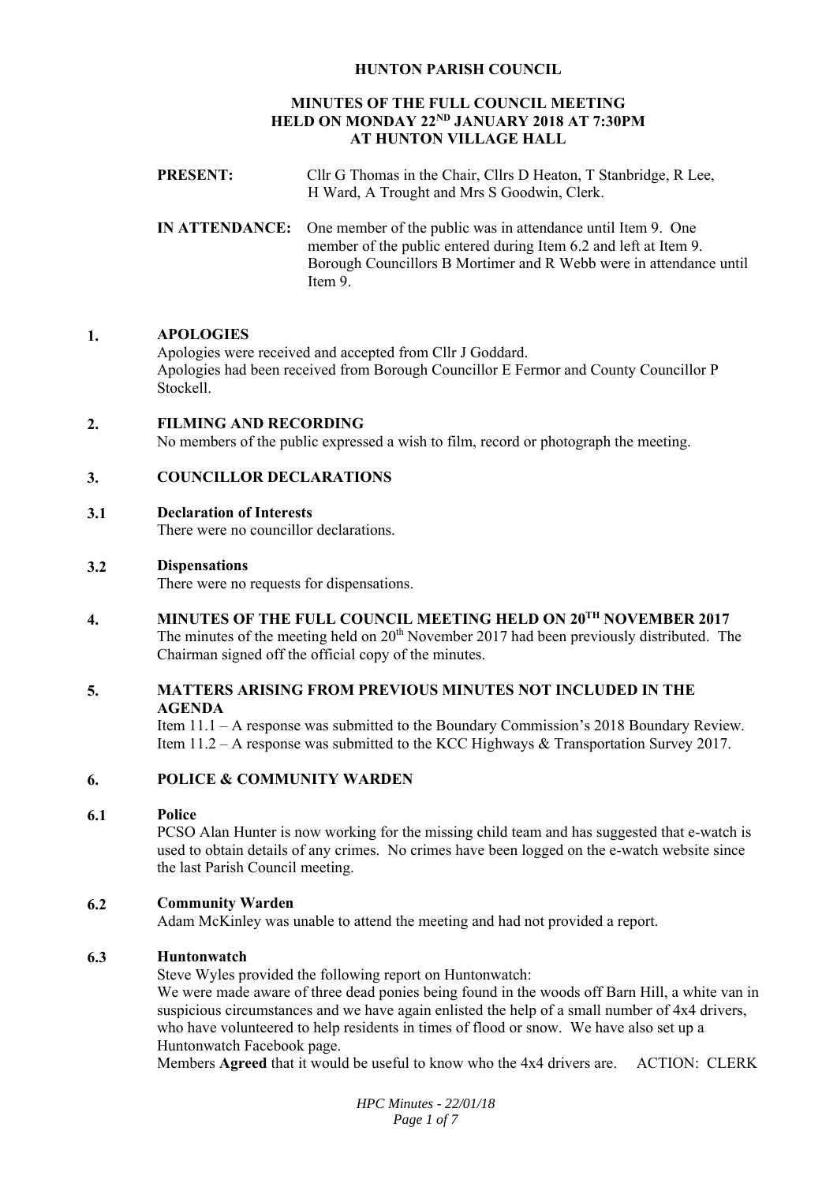**HUNTON PARISH COUNCIL**

**MINUTES OF THE FULL COUNCIL MEETING HELD ON MONDAY 22[ND] JANUARY 2018 AT 7:30PM AT HUNTON VILLAGE HALL**

**PRESENT:** Cllr G Thomas in the Chair, Cllrs D Heaton, T Stanbridge, R Lee, H Ward, A Trought and Mrs S Goodwin, Clerk.

**IN ATTENDANCE:** One member of the public was in attendance until Item 9. One member of the public entered during Item 6.2 and left at Item 9. Borough Councillors B Mortimer and R Webb were in attendance until Item 9.

## 1. APOLOGIES

Apologies were received and accepted from Cllr J Goddard.
Apologies had been received from Borough Councillor E Fermor and County Councillor P Stockell.

## 2. FILMING AND RECORDING

No members of the public expressed a wish to film, record or photograph the meeting.

## 3. COUNCILLOR DECLARATIONS

### 3.1 Declaration of Interests

There were no councillor declarations.

### 3.2 Dispensations

There were no requests for dispensations.

## 4. MINUTES OF THE FULL COUNCIL MEETING HELD ON 20[TH] NOVEMBER 2017

The minutes of the meeting held on 20[th] November 2017 had been previously distributed. The Chairman signed off the official copy of the minutes.

## 5. MATTERS ARISING FROM PREVIOUS MINUTES NOT INCLUDED IN THE AGENDA

Item 11.1 – A response was submitted to the Boundary Commission's 2018 Boundary Review.
Item 11.2 – A response was submitted to the KCC Highways & Transportation Survey 2017.

## 6. POLICE & COMMUNITY WARDEN

### 6.1 Police

PCSO Alan Hunter is now working for the missing child team and has suggested that e-watch is used to obtain details of any crimes. No crimes have been logged on the e-watch website since the last Parish Council meeting.

### 6.2 Community Warden

Adam McKinley was unable to attend the meeting and had not provided a report.

### 6.3 Huntonwatch

Steve Wyles provided the following report on Huntonwatch:
We were made aware of three dead ponies being found in the woods off Barn Hill, a white van in suspicious circumstances and we have again enlisted the help of a small number of 4x4 drivers, who have volunteered to help residents in times of flood or snow. We have also set up a Huntonwatch Facebook page.
Members **Agreed** that it would be useful to know who the 4x4 drivers are. ACTION: CLERK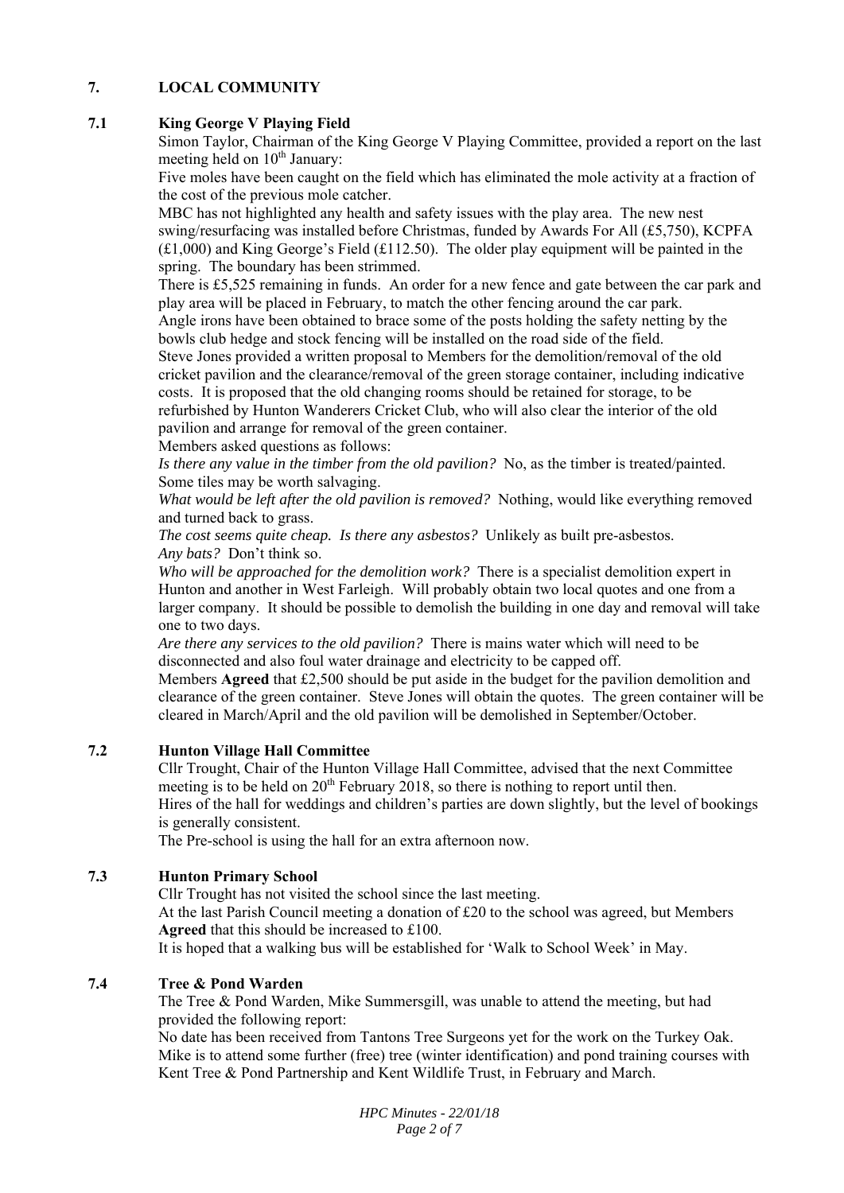## 7. LOCAL COMMUNITY

### 7.1 King George V Playing Field

Simon Taylor, Chairman of the King George V Playing Committee, provided a report on the last meeting held on 10th January:

Five moles have been caught on the field which has eliminated the mole activity at a fraction of the cost of the previous mole catcher.

MBC has not highlighted any health and safety issues with the play area. The new nest swing/resurfacing was installed before Christmas, funded by Awards For All (£5,750), KCPFA (£1,000) and King George's Field (£112.50). The older play equipment will be painted in the spring. The boundary has been strimmed.

There is £5,525 remaining in funds. An order for a new fence and gate between the car park and play area will be placed in February, to match the other fencing around the car park.

Angle irons have been obtained to brace some of the posts holding the safety netting by the bowls club hedge and stock fencing will be installed on the road side of the field.

Steve Jones provided a written proposal to Members for the demolition/removal of the old cricket pavilion and the clearance/removal of the green storage container, including indicative costs. It is proposed that the old changing rooms should be retained for storage, to be refurbished by Hunton Wanderers Cricket Club, who will also clear the interior of the old pavilion and arrange for removal of the green container.

Members asked questions as follows:

*Is there any value in the timber from the old pavilion?* No, as the timber is treated/painted. Some tiles may be worth salvaging.

*What would be left after the old pavilion is removed?* Nothing, would like everything removed and turned back to grass.

*The cost seems quite cheap. Is there any asbestos?* Unlikely as built pre-asbestos.

*Any bats?* Don't think so.

*Who will be approached for the demolition work?* There is a specialist demolition expert in Hunton and another in West Farleigh. Will probably obtain two local quotes and one from a larger company. It should be possible to demolish the building in one day and removal will take one to two days.

*Are there any services to the old pavilion?* There is mains water which will need to be disconnected and also foul water drainage and electricity to be capped off.

Members **Agreed** that £2,500 should be put aside in the budget for the pavilion demolition and clearance of the green container. Steve Jones will obtain the quotes. The green container will be cleared in March/April and the old pavilion will be demolished in September/October.

### 7.2 Hunton Village Hall Committee

Cllr Trought, Chair of the Hunton Village Hall Committee, advised that the next Committee meeting is to be held on 20th February 2018, so there is nothing to report until then.

Hires of the hall for weddings and children's parties are down slightly, but the level of bookings is generally consistent.

The Pre-school is using the hall for an extra afternoon now.

### 7.3 Hunton Primary School

Cllr Trought has not visited the school since the last meeting.

At the last Parish Council meeting a donation of £20 to the school was agreed, but Members **Agreed** that this should be increased to £100.

It is hoped that a walking bus will be established for 'Walk to School Week' in May.

### 7.4 Tree & Pond Warden

The Tree & Pond Warden, Mike Summersgill, was unable to attend the meeting, but had provided the following report:

No date has been received from Tantons Tree Surgeons yet for the work on the Turkey Oak.

Mike is to attend some further (free) tree (winter identification) and pond training courses with Kent Tree & Pond Partnership and Kent Wildlife Trust, in February and March.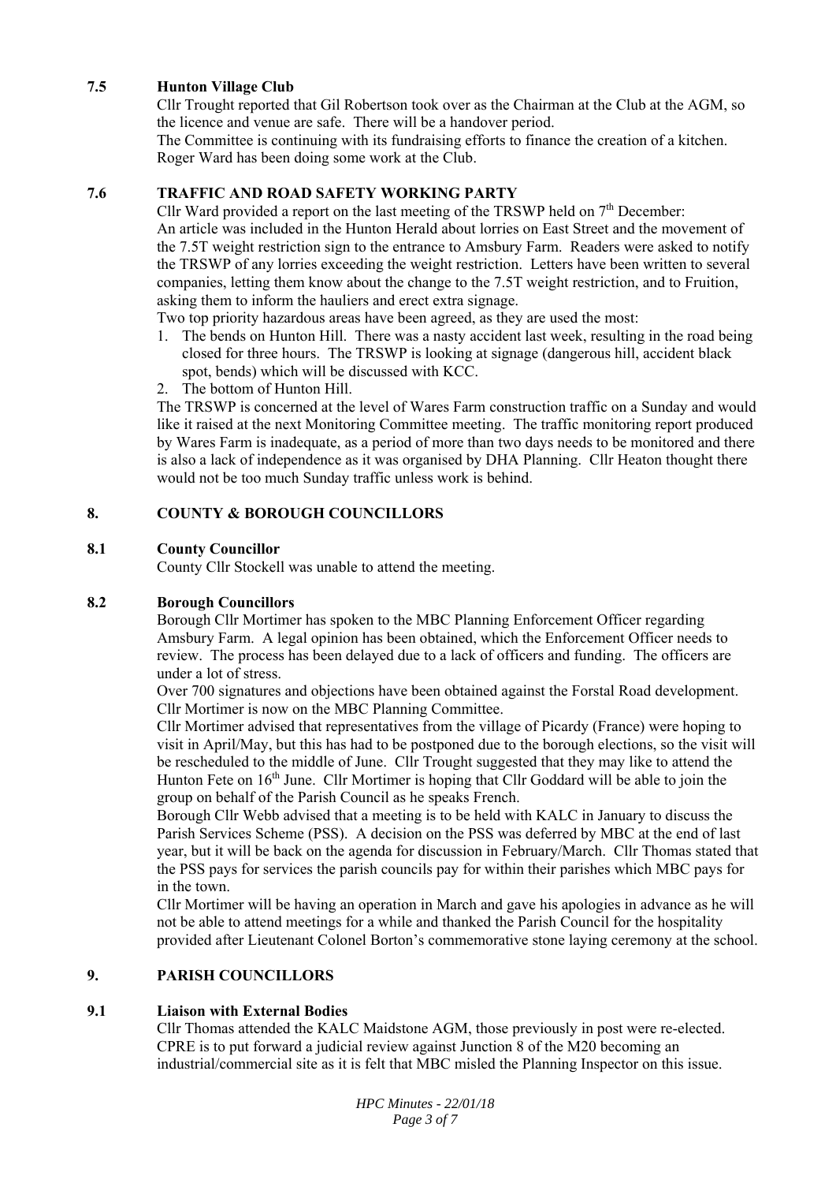### 7.5 Hunton Village Club

Cllr Trought reported that Gil Robertson took over as the Chairman at the Club at the AGM, so the licence and venue are safe. There will be a handover period.

The Committee is continuing with its fundraising efforts to finance the creation of a kitchen. Roger Ward has been doing some work at the Club.

### 7.6 TRAFFIC AND ROAD SAFETY WORKING PARTY

Cllr Ward provided a report on the last meeting of the TRSWP held on 7th December:

An article was included in the Hunton Herald about lorries on East Street and the movement of the 7.5T weight restriction sign to the entrance to Amsbury Farm. Readers were asked to notify the TRSWP of any lorries exceeding the weight restriction. Letters have been written to several companies, letting them know about the change to the 7.5T weight restriction, and to Fruition, asking them to inform the hauliers and erect extra signage.

Two top priority hazardous areas have been agreed, as they are used the most:

1. The bends on Hunton Hill. There was a nasty accident last week, resulting in the road being closed for three hours. The TRSWP is looking at signage (dangerous hill, accident black spot, bends) which will be discussed with KCC.
2. The bottom of Hunton Hill.

The TRSWP is concerned at the level of Wares Farm construction traffic on a Sunday and would like it raised at the next Monitoring Committee meeting. The traffic monitoring report produced by Wares Farm is inadequate, as a period of more than two days needs to be monitored and there is also a lack of independence as it was organised by DHA Planning. Cllr Heaton thought there would not be too much Sunday traffic unless work is behind.

## 8. COUNTY & BOROUGH COUNCILLORS

### 8.1 County Councillor

County Cllr Stockell was unable to attend the meeting.

### 8.2 Borough Councillors

Borough Cllr Mortimer has spoken to the MBC Planning Enforcement Officer regarding Amsbury Farm. A legal opinion has been obtained, which the Enforcement Officer needs to review. The process has been delayed due to a lack of officers and funding. The officers are under a lot of stress.

Over 700 signatures and objections have been obtained against the Forstal Road development. Cllr Mortimer is now on the MBC Planning Committee.

Cllr Mortimer advised that representatives from the village of Picardy (France) were hoping to visit in April/May, but this has had to be postponed due to the borough elections, so the visit will be rescheduled to the middle of June. Cllr Trought suggested that they may like to attend the Hunton Fete on 16th June. Cllr Mortimer is hoping that Cllr Goddard will be able to join the group on behalf of the Parish Council as he speaks French.

Borough Cllr Webb advised that a meeting is to be held with KALC in January to discuss the Parish Services Scheme (PSS). A decision on the PSS was deferred by MBC at the end of last year, but it will be back on the agenda for discussion in February/March. Cllr Thomas stated that the PSS pays for services the parish councils pay for within their parishes which MBC pays for in the town.

Cllr Mortimer will be having an operation in March and gave his apologies in advance as he will not be able to attend meetings for a while and thanked the Parish Council for the hospitality provided after Lieutenant Colonel Borton's commemorative stone laying ceremony at the school.

## 9. PARISH COUNCILLORS

### 9.1 Liaison with External Bodies

Cllr Thomas attended the KALC Maidstone AGM, those previously in post were re-elected.

CPRE is to put forward a judicial review against Junction 8 of the M20 becoming an industrial/commercial site as it is felt that MBC misled the Planning Inspector on this issue.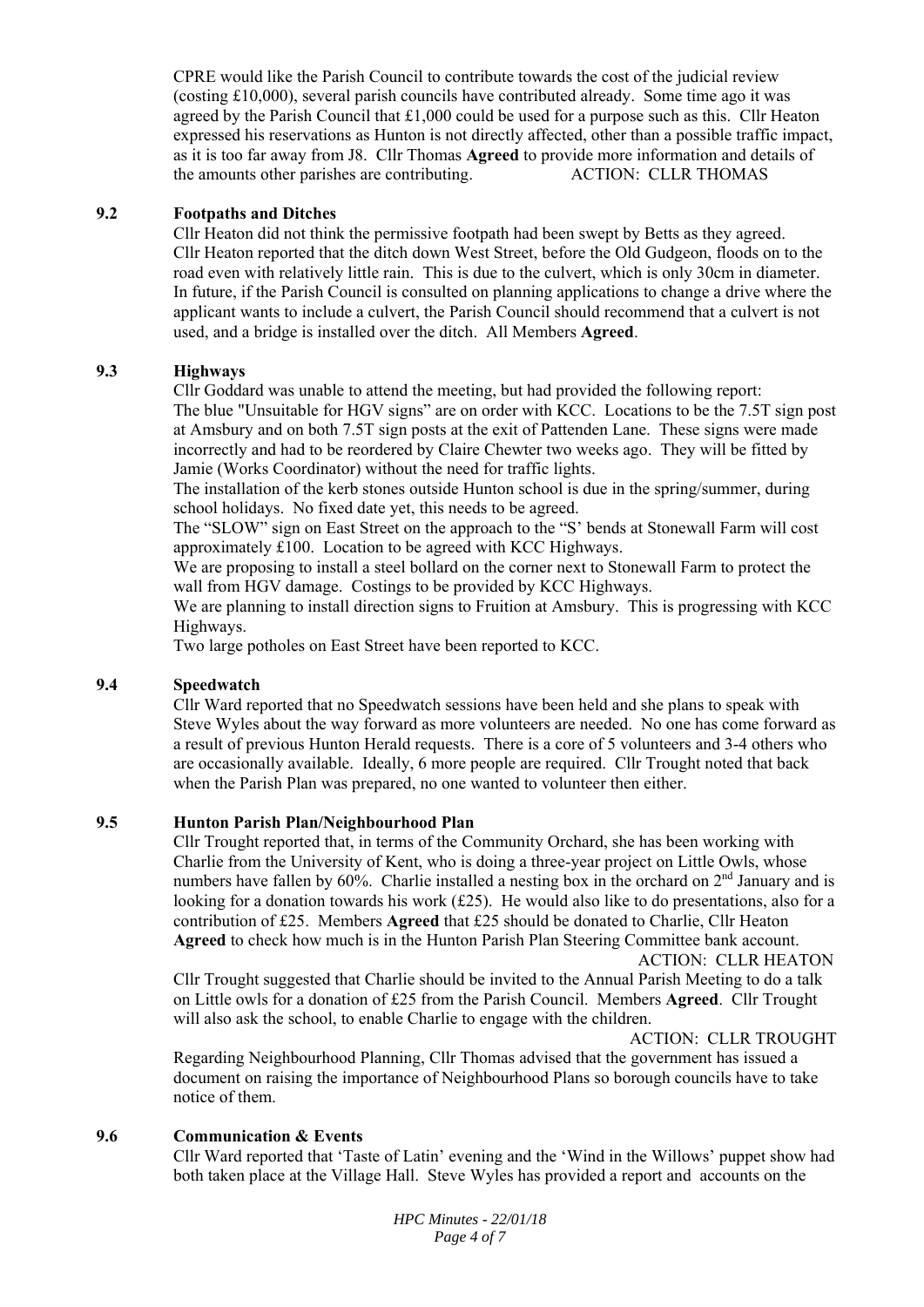CPRE would like the Parish Council to contribute towards the cost of the judicial review (costing £10,000), several parish councils have contributed already. Some time ago it was agreed by the Parish Council that £1,000 could be used for a purpose such as this. Cllr Heaton expressed his reservations as Hunton is not directly affected, other than a possible traffic impact, as it is too far away from J8. Cllr Thomas **Agreed** to provide more information and details of the amounts other parishes are contributing. ACTION: CLLR THOMAS

**9.2 Footpaths and Ditches**

Cllr Heaton did not think the permissive footpath had been swept by Betts as they agreed. Cllr Heaton reported that the ditch down West Street, before the Old Gudgeon, floods on to the road even with relatively little rain. This is due to the culvert, which is only 30cm in diameter. In future, if the Parish Council is consulted on planning applications to change a drive where the applicant wants to include a culvert, the Parish Council should recommend that a culvert is not used, and a bridge is installed over the ditch. All Members **Agreed**.

**9.3 Highways**

Cllr Goddard was unable to attend the meeting, but had provided the following report:
The blue "Unsuitable for HGV signs" are on order with KCC. Locations to be the 7.5T sign post at Amsbury and on both 7.5T sign posts at the exit of Pattenden Lane. These signs were made incorrectly and had to be reordered by Claire Chewter two weeks ago. They will be fitted by Jamie (Works Coordinator) without the need for traffic lights.
The installation of the kerb stones outside Hunton school is due in the spring/summer, during school holidays. No fixed date yet, this needs to be agreed.
The "SLOW" sign on East Street on the approach to the "S' bends at Stonewall Farm will cost approximately £100. Location to be agreed with KCC Highways.
We are proposing to install a steel bollard on the corner next to Stonewall Farm to protect the wall from HGV damage. Costings to be provided by KCC Highways.
We are planning to install direction signs to Fruition at Amsbury. This is progressing with KCC Highways.
Two large potholes on East Street have been reported to KCC.

**9.4 Speedwatch**

Cllr Ward reported that no Speedwatch sessions have been held and she plans to speak with Steve Wyles about the way forward as more volunteers are needed. No one has come forward as a result of previous Hunton Herald requests. There is a core of 5 volunteers and 3-4 others who are occasionally available. Ideally, 6 more people are required. Cllr Trought noted that back when the Parish Plan was prepared, no one wanted to volunteer then either.

**9.5 Hunton Parish Plan/Neighbourhood Plan**

Cllr Trought reported that, in terms of the Community Orchard, she has been working with Charlie from the University of Kent, who is doing a three-year project on Little Owls, whose numbers have fallen by 60%. Charlie installed a nesting box in the orchard on 2nd January and is looking for a donation towards his work (£25). He would also like to do presentations, also for a contribution of £25. Members **Agreed** that £25 should be donated to Charlie, Cllr Heaton **Agreed** to check how much is in the Hunton Parish Plan Steering Committee bank account.

ACTION: CLLR HEATON

Cllr Trought suggested that Charlie should be invited to the Annual Parish Meeting to do a talk on Little owls for a donation of £25 from the Parish Council. Members **Agreed**. Cllr Trought will also ask the school, to enable Charlie to engage with the children.

ACTION: CLLR TROUGHT

Regarding Neighbourhood Planning, Cllr Thomas advised that the government has issued a document on raising the importance of Neighbourhood Plans so borough councils have to take notice of them.

**9.6 Communication & Events**

Cllr Ward reported that 'Taste of Latin' evening and the 'Wind in the Willows' puppet show had both taken place at the Village Hall. Steve Wyles has provided a report and accounts on the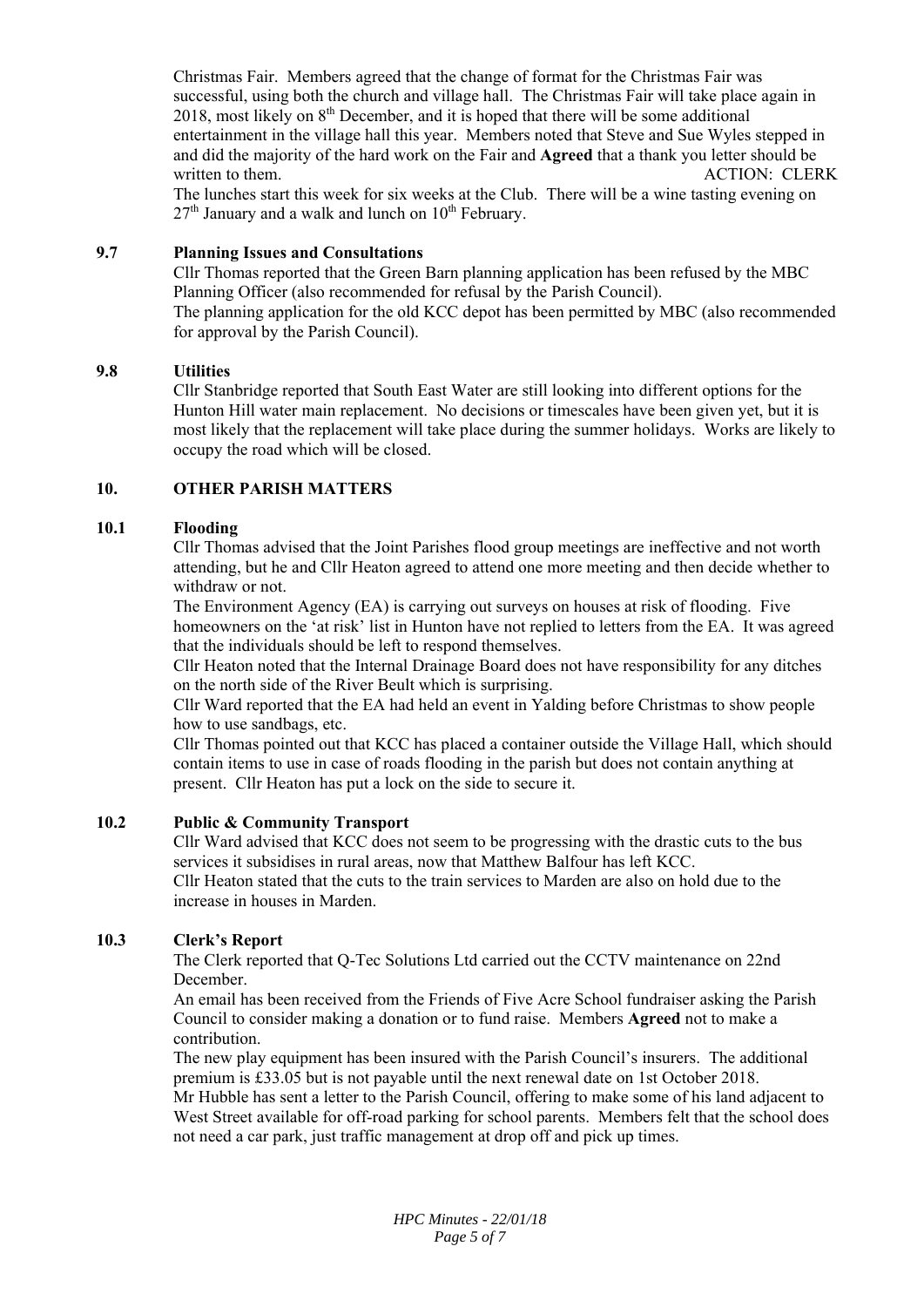Christmas Fair. Members agreed that the change of format for the Christmas Fair was successful, using both the church and village hall. The Christmas Fair will take place again in 2018, most likely on 8th December, and it is hoped that there will be some additional entertainment in the village hall this year. Members noted that Steve and Sue Wyles stepped in and did the majority of the hard work on the Fair and **Agreed** that a thank you letter should be written to them. ACTION: CLERK

The lunches start this week for six weeks at the Club. There will be a wine tasting evening on 27th January and a walk and lunch on 10th February.

### 9.7 Planning Issues and Consultations

Cllr Thomas reported that the Green Barn planning application has been refused by the MBC Planning Officer (also recommended for refusal by the Parish Council).

The planning application for the old KCC depot has been permitted by MBC (also recommended for approval by the Parish Council).

### 9.8 Utilities

Cllr Stanbridge reported that South East Water are still looking into different options for the Hunton Hill water main replacement. No decisions or timescales have been given yet, but it is most likely that the replacement will take place during the summer holidays. Works are likely to occupy the road which will be closed.

## 10. OTHER PARISH MATTERS

### 10.1 Flooding

Cllr Thomas advised that the Joint Parishes flood group meetings are ineffective and not worth attending, but he and Cllr Heaton agreed to attend one more meeting and then decide whether to withdraw or not.

The Environment Agency (EA) is carrying out surveys on houses at risk of flooding. Five homeowners on the 'at risk' list in Hunton have not replied to letters from the EA. It was agreed that the individuals should be left to respond themselves.

Cllr Heaton noted that the Internal Drainage Board does not have responsibility for any ditches on the north side of the River Beult which is surprising.

Cllr Ward reported that the EA had held an event in Yalding before Christmas to show people how to use sandbags, etc.

Cllr Thomas pointed out that KCC has placed a container outside the Village Hall, which should contain items to use in case of roads flooding in the parish but does not contain anything at present. Cllr Heaton has put a lock on the side to secure it.

### 10.2 Public & Community Transport

Cllr Ward advised that KCC does not seem to be progressing with the drastic cuts to the bus services it subsidises in rural areas, now that Matthew Balfour has left KCC.

Cllr Heaton stated that the cuts to the train services to Marden are also on hold due to the increase in houses in Marden.

### 10.3 Clerk's Report

The Clerk reported that Q-Tec Solutions Ltd carried out the CCTV maintenance on 22nd December.

An email has been received from the Friends of Five Acre School fundraiser asking the Parish Council to consider making a donation or to fund raise. Members **Agreed** not to make a contribution.

The new play equipment has been insured with the Parish Council's insurers. The additional premium is £33.05 but is not payable until the next renewal date on 1st October 2018.

Mr Hubble has sent a letter to the Parish Council, offering to make some of his land adjacent to West Street available for off-road parking for school parents. Members felt that the school does not need a car park, just traffic management at drop off and pick up times.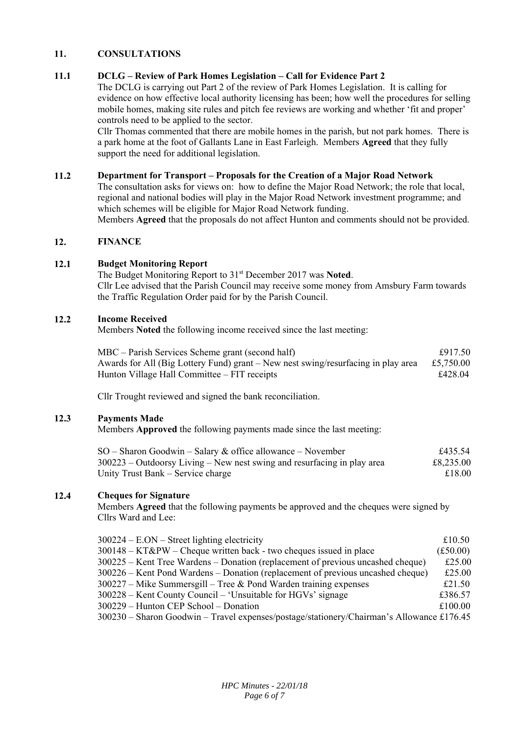## 11. CONSULTATIONS

### 11.1 DCLG – Review of Park Homes Legislation – Call for Evidence Part 2

The DCLG is carrying out Part 2 of the review of Park Homes Legislation. It is calling for evidence on how effective local authority licensing has been; how well the procedures for selling mobile homes, making site rules and pitch fee reviews are working and whether 'fit and proper' controls need to be applied to the sector.

Cllr Thomas commented that there are mobile homes in the parish, but not park homes. There is a park home at the foot of Gallants Lane in East Farleigh. Members **Agreed** that they fully support the need for additional legislation.

### 11.2 Department for Transport – Proposals for the Creation of a Major Road Network

The consultation asks for views on: how to define the Major Road Network; the role that local, regional and national bodies will play in the Major Road Network investment programme; and which schemes will be eligible for Major Road Network funding.

Members **Agreed** that the proposals do not affect Hunton and comments should not be provided.

## 12. FINANCE

### 12.1 Budget Monitoring Report

The Budget Monitoring Report to 31st December 2017 was **Noted**.

Cllr Lee advised that the Parish Council may receive some money from Amsbury Farm towards the Traffic Regulation Order paid for by the Parish Council.

### 12.2 Income Received

Members **Noted** the following income received since the last meeting:

| | |
|---|---|
| MBC – Parish Services Scheme grant (second half) | £917.50 |
| Awards for All (Big Lottery Fund) grant – New nest swing/resurfacing in play area | £5,750.00 |
| Hunton Village Hall Committee – FIT receipts | £428.04 |

Cllr Trought reviewed and signed the bank reconciliation.

### 12.3 Payments Made

Members **Approved** the following payments made since the last meeting:

| | |
|---|---|
| SO – Sharon Goodwin – Salary & office allowance – November | £435.54 |
| 300223 – Outdoorsy Living – New nest swing and resurfacing in play area | £8,235.00 |
| Unity Trust Bank – Service charge | £18.00 |

### 12.4 Cheques for Signature

Members **Agreed** that the following payments be approved and the cheques were signed by Cllrs Ward and Lee:

| | |
|---|---|
| 300224 – E.ON – Street lighting electricity | £10.50 |
| 300148 – KT&PW – Cheque written back - two cheques issued in place | (£50.00) |
| 300225 – Kent Tree Wardens – Donation (replacement of previous uncashed cheque) | £25.00 |
| 300226 – Kent Pond Wardens – Donation (replacement of previous uncashed cheque) | £25.00 |
| 300227 – Mike Summersgill – Tree & Pond Warden training expenses | £21.50 |
| 300228 – Kent County Council – 'Unsuitable for HGVs' signage | £386.57 |
| 300229 – Hunton CEP School – Donation | £100.00 |
| 300230 – Sharon Goodwin – Travel expenses/postage/stationery/Chairman's Allowance | £176.45 |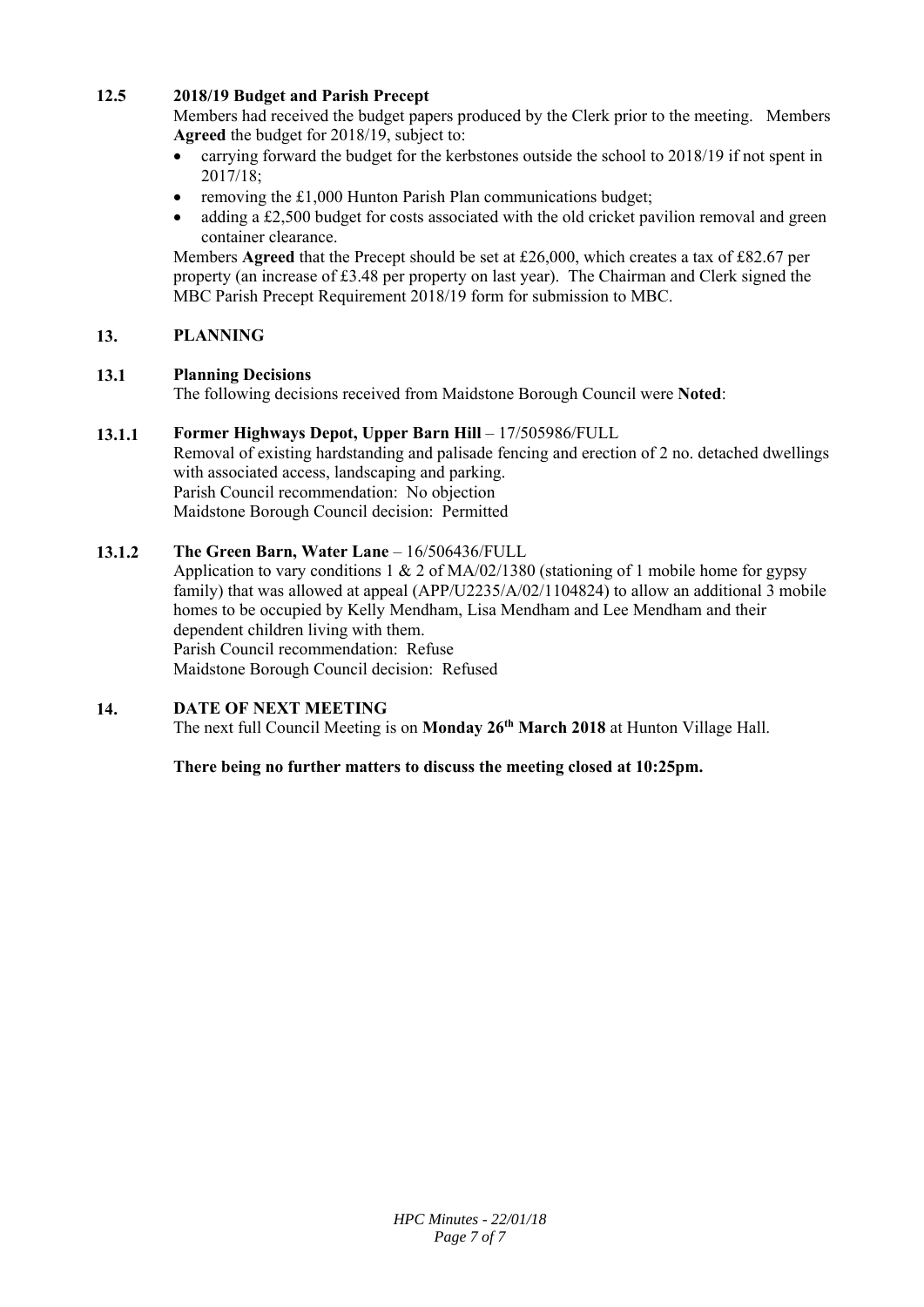**12.5 2018/19 Budget and Parish Precept**

Members had received the budget papers produced by the Clerk prior to the meeting. Members **Agreed** the budget for 2018/19, subject to:

- carrying forward the budget for the kerbstones outside the school to 2018/19 if not spent in 2017/18;
- removing the £1,000 Hunton Parish Plan communications budget;
- adding a £2,500 budget for costs associated with the old cricket pavilion removal and green container clearance.

Members **Agreed** that the Precept should be set at £26,000, which creates a tax of £82.67 per property (an increase of £3.48 per property on last year). The Chairman and Clerk signed the MBC Parish Precept Requirement 2018/19 form for submission to MBC.

## 13. PLANNING

**13.1 Planning Decisions**

The following decisions received from Maidstone Borough Council were **Noted**:

**13.1.1 Former Highways Depot, Upper Barn Hill** – 17/505986/FULL

Removal of existing hardstanding and palisade fencing and erection of 2 no. detached dwellings with associated access, landscaping and parking.
Parish Council recommendation: No objection
Maidstone Borough Council decision: Permitted

**13.1.2 The Green Barn, Water Lane** – 16/506436/FULL

Application to vary conditions 1 & 2 of MA/02/1380 (stationing of 1 mobile home for gypsy family) that was allowed at appeal (APP/U2235/A/02/1104824) to allow an additional 3 mobile homes to be occupied by Kelly Mendham, Lisa Mendham and Lee Mendham and their dependent children living with them.
Parish Council recommendation: Refuse
Maidstone Borough Council decision: Refused

## 14. DATE OF NEXT MEETING

The next full Council Meeting is on **Monday 26th March 2018** at Hunton Village Hall.

**There being no further matters to discuss the meeting closed at 10:25pm.**